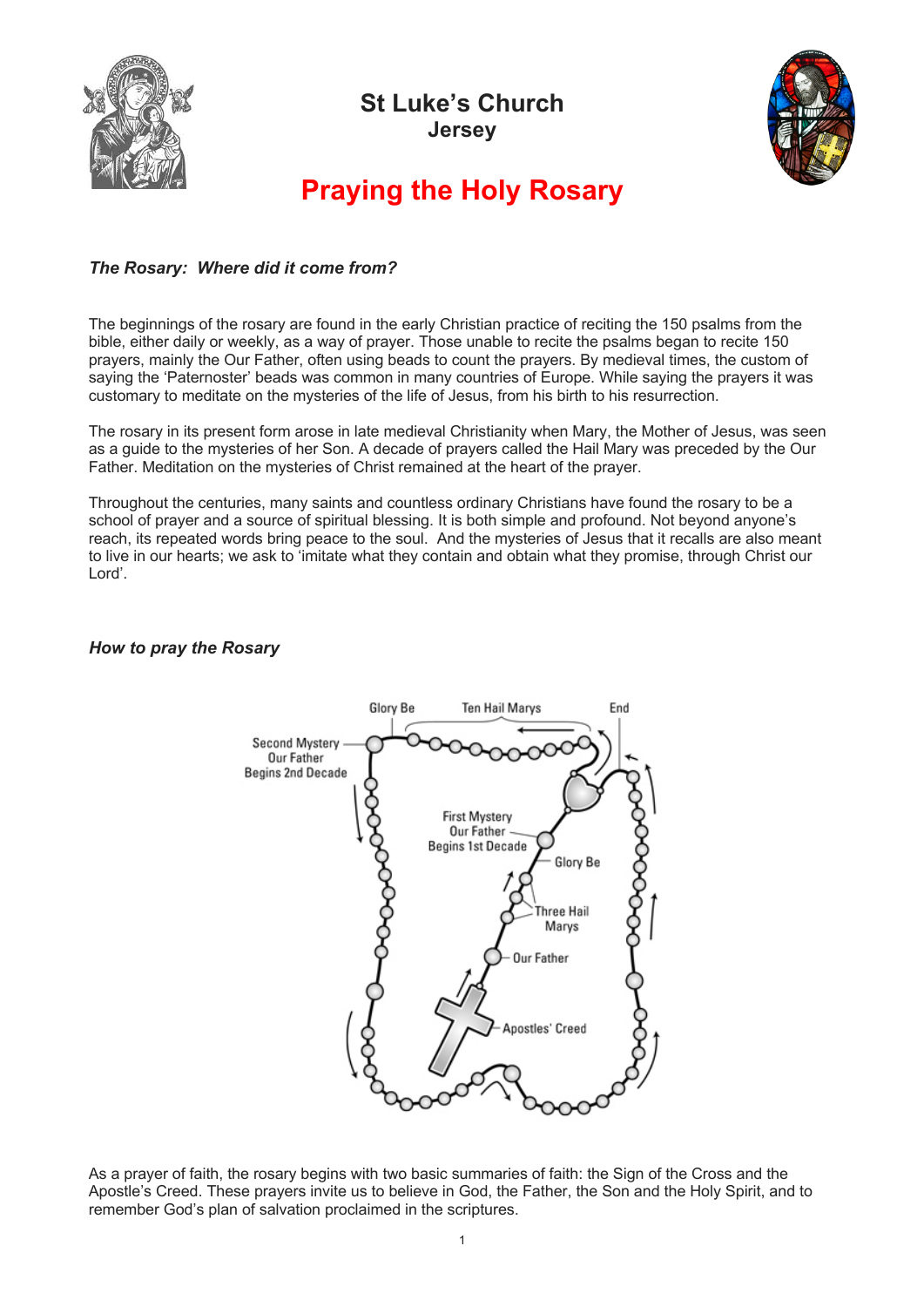# St Luke's Church
## Jersey

# Praying the Holy Rosary

### *The Rosary: Where did it come from?*

The beginnings of the rosary are found in the early Christian practice of reciting the 150 psalms from the bible, either daily or weekly, as a way of prayer. Those unable to recite the psalms began to recite 150 prayers, mainly the Our Father, often using beads to count the prayers. By medieval times, the custom of saying the 'Paternoster' beads was common in many countries of Europe. While saying the prayers it was customary to meditate on the mysteries of the life of Jesus, from his birth to his resurrection.

The rosary in its present form arose in late medieval Christianity when Mary, the Mother of Jesus, was seen as a guide to the mysteries of her Son. A decade of prayers called the Hail Mary was preceded by the Our Father. Meditation on the mysteries of Christ remained at the heart of the prayer.

Throughout the centuries, many saints and countless ordinary Christians have found the rosary to be a school of prayer and a source of spiritual blessing. It is both simple and profound. Not beyond anyone's reach, its repeated words bring peace to the soul. And the mysteries of Jesus that it recalls are also meant to live in our hearts; we ask to 'imitate what they contain and obtain what they promise, through Christ our Lord'.

### *How to pray the Rosary*

As a prayer of faith, the rosary begins with two basic summaries of faith: the Sign of the Cross and the Apostle's Creed. These prayers invite us to believe in God, the Father, the Son and the Holy Spirit, and to remember God's plan of salvation proclaimed in the scriptures.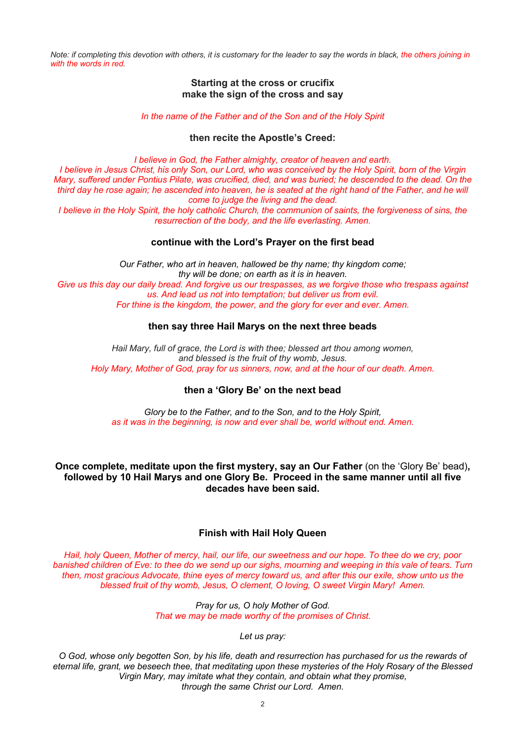*Note: if completing this devotion with others, it is customary for the leader to say the words in black, the others joining in with the words in red.*

**Starting at the cross or crucifix**
**make the sign of the cross and say**

*In the name of the Father and of the Son and of the Holy Spirit*

**then recite the Apostle's Creed:**

*I believe in God, the Father almighty, creator of heaven and earth.*
*I believe in Jesus Christ, his only Son, our Lord, who was conceived by the Holy Spirit, born of the Virgin Mary, suffered under Pontius Pilate, was crucified, died, and was buried; he descended to the dead. On the third day he rose again; he ascended into heaven, he is seated at the right hand of the Father, and he will come to judge the living and the dead.*
*I believe in the Holy Spirit, the holy catholic Church, the communion of saints, the forgiveness of sins, the resurrection of the body, and the life everlasting. Amen.*

**continue with the Lord's Prayer on the first bead**

*Our Father, who art in heaven, hallowed be thy name; thy kingdom come;*
*thy will be done; on earth as it is in heaven.*
*Give us this day our daily bread. And forgive us our trespasses, as we forgive those who trespass against us. And lead us not into temptation; but deliver us from evil.*
*For thine is the kingdom, the power, and the glory for ever and ever. Amen.*

**then say three Hail Marys on the next three beads**

*Hail Mary, full of grace, the Lord is with thee; blessed art thou among women,*
*and blessed is the fruit of thy womb, Jesus.*
*Holy Mary, Mother of God, pray for us sinners, now, and at the hour of our death. Amen.*

**then a 'Glory Be' on the next bead**

*Glory be to the Father, and to the Son, and to the Holy Spirit,*
*as it was in the beginning, is now and ever shall be, world without end. Amen.*

**Once complete, meditate upon the first mystery, say an Our Father** (on the 'Glory Be' bead)**, followed by 10 Hail Marys and one Glory Be. Proceed in the same manner until all five decades have been said.**

**Finish with Hail Holy Queen**

*Hail, holy Queen, Mother of mercy, hail, our life, our sweetness and our hope. To thee do we cry, poor banished children of Eve: to thee do we send up our sighs, mourning and weeping in this vale of tears. Turn then, most gracious Advocate, thine eyes of mercy toward us, and after this our exile, show unto us the blessed fruit of thy womb, Jesus, O clement, O loving, O sweet Virgin Mary! Amen.*

*Pray for us, O holy Mother of God.*
*That we may be made worthy of the promises of Christ.*

*Let us pray:*

*O God, whose only begotten Son, by his life, death and resurrection has purchased for us the rewards of eternal life, grant, we beseech thee, that meditating upon these mysteries of the Holy Rosary of the Blessed Virgin Mary, may imitate what they contain, and obtain what they promise,*
*through the same Christ our Lord. Amen.*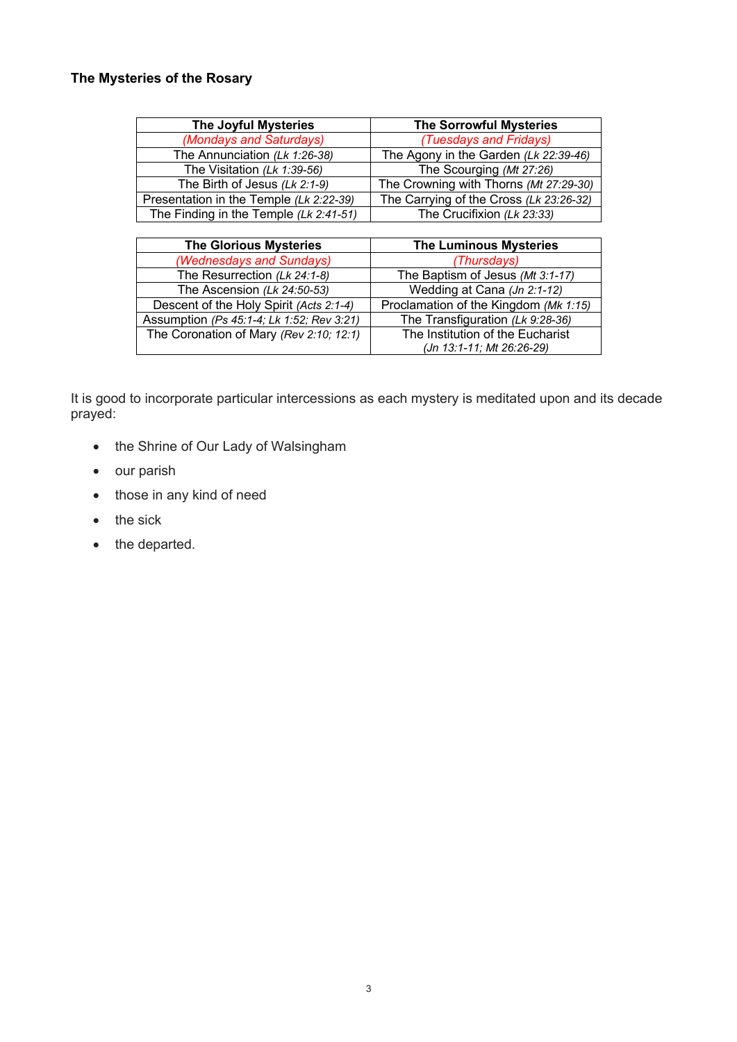**The Mysteries of the Rosary**

| The Joyful Mysteries | The Sorrowful Mysteries |
|---|---|
| *(Mondays and Saturdays)* | *(Tuesdays and Fridays)* |
| The Annunciation *(Lk 1:26-38)* | The Agony in the Garden *(Lk 22:39-46)* |
| The Visitation *(Lk 1:39-56)* | The Scourging *(Mt 27:26)* |
| The Birth of Jesus *(Lk 2:1-9)* | The Crowning with Thorns *(Mt 27:29-30)* |
| Presentation in the Temple *(Lk 2:22-39)* | The Carrying of the Cross *(Lk 23:26-32)* |
| The Finding in the Temple *(Lk 2:41-51)* | The Crucifixion *(Lk 23:33)* |

| The Glorious Mysteries | The Luminous Mysteries |
|---|---|
| *(Wednesdays and Sundays)* | *(Thursdays)* |
| The Resurrection *(Lk 24:1-8)* | The Baptism of Jesus *(Mt 3:1-17)* |
| The Ascension *(Lk 24:50-53)* | Wedding at Cana *(Jn 2:1-12)* |
| Descent of the Holy Spirit *(Acts 2:1-4)* | Proclamation of the Kingdom *(Mk 1:15)* |
| Assumption *(Ps 45:1-4; Lk 1:52; Rev 3:21)* | The Transfiguration *(Lk 9:28-36)* |
| The Coronation of Mary *(Rev 2:10; 12:1)* | The Institution of the Eucharist *(Jn 13:1-11; Mt 26:26-29)* |

It is good to incorporate particular intercessions as each mystery is meditated upon and its decade prayed:

- the Shrine of Our Lady of Walsingham
- our parish
- those in any kind of need
- the sick
- the departed.